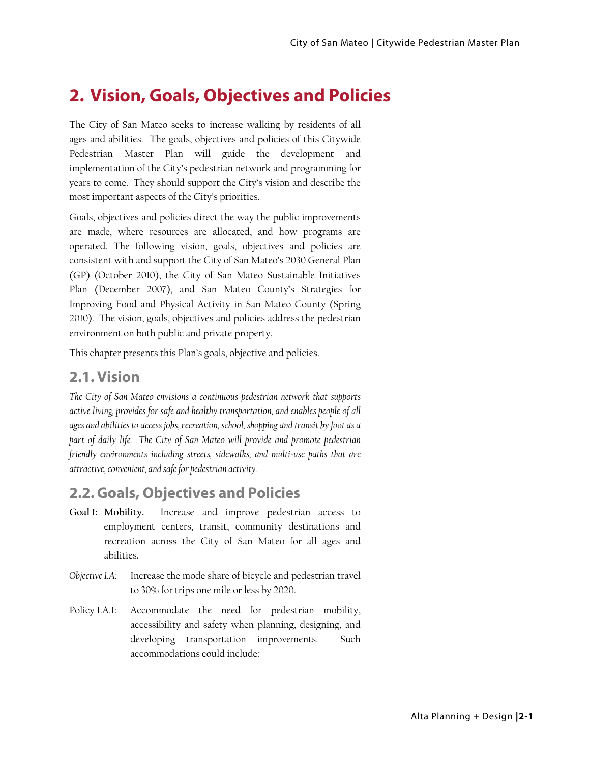# 2. Vision, Goals, Objectives and Policies

The City of San Mateo seeks to increase walking by residents of all ages and abilities. The goals, objectives and policies of this Citywide Pedestrian Master Plan will guide the development and implementation of the City's pedestrian network and programming for years to come. They should support the City's vision and describe the most important aspects of the City's priorities.

Goals, objectives and policies direct the way the public improvements are made, where resources are allocated, and how programs are operated. The following vision, goals, objectives and policies are consistent with and support the City of San Mateo's 2030 General Plan (GP) (October 2010), the City of San Mateo Sustainable Initiatives Plan (December 2007), and San Mateo County's Strategies for Improving Food and Physical Activity in San Mateo County (Spring 2010). The vision, goals, objectives and policies address the pedestrian environment on both public and private property.

This chapter presents this Plan's goals, objective and policies.

## 2.1. Vision

*The City of San Mateo envisions a continuous pedestrian network that supports active living, provides for safe and healthy transportation, and enables people of all ages and abilities to access jobs, recreation, school, shopping and transit by foot as a part of daily life. The City of San Mateo will provide and promote pedestrian friendly environments including streets, sidewalks, and multi-use paths that are attractive, convenient, and safe for pedestrian activity.*

## 2.2. Goals, Objectives and Policies

**Goal 1: Mobility.** Increase and improve pedestrian access to employment centers, transit, community destinations and recreation across the City of San Mateo for all ages and abilities.

*Objective 1.A:* Increase the mode share of bicycle and pedestrian travel to 30% for trips one mile or less by 2020.

Policy 1.A.1: Accommodate the need for pedestrian mobility, accessibility and safety when planning, designing, and developing transportation improvements. Such accommodations could include: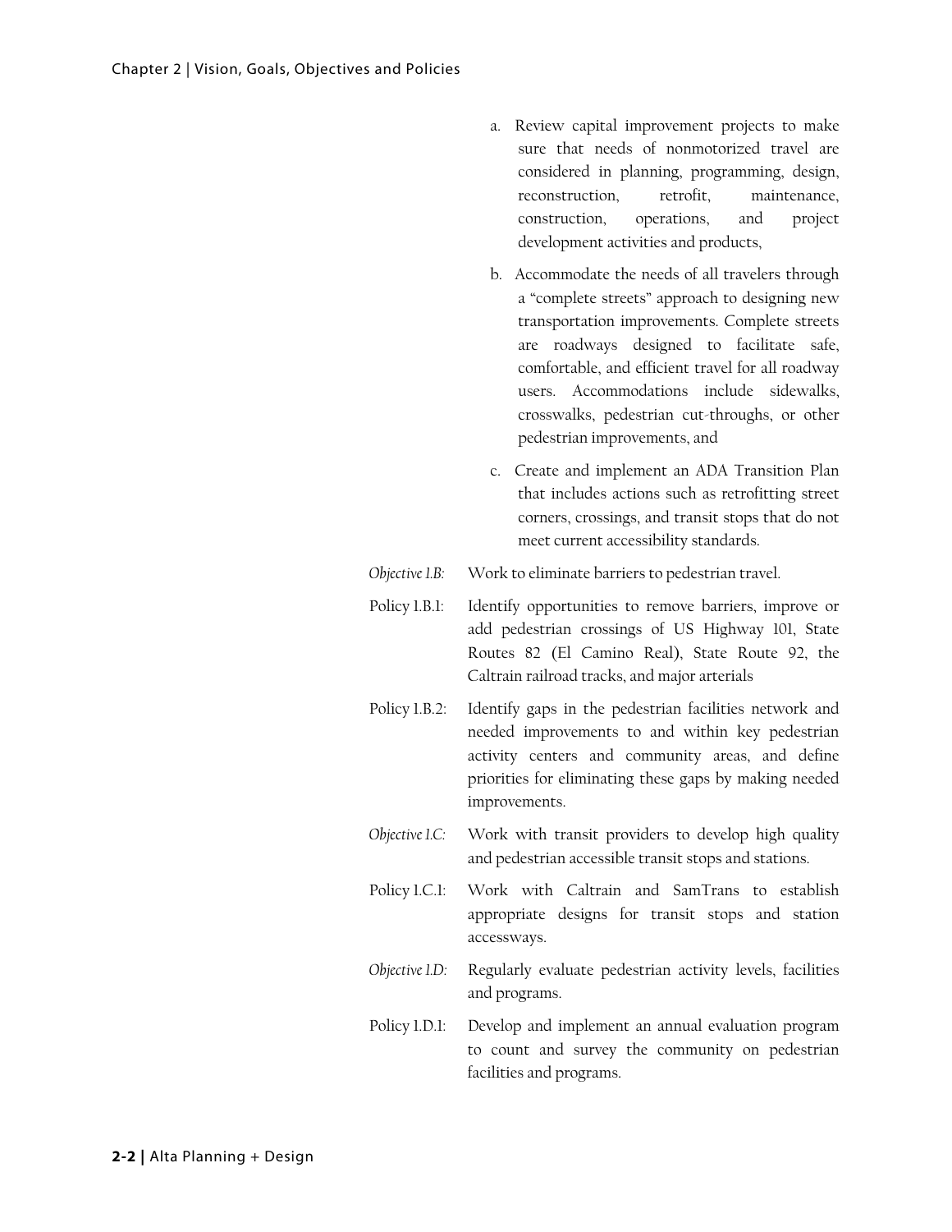a. Review capital improvement projects to make sure that needs of nonmotorized travel are considered in planning, programming, design, reconstruction, retrofit, maintenance, construction, operations, and project development activities and products,

b. Accommodate the needs of all travelers through a "complete streets" approach to designing new transportation improvements. Complete streets are roadways designed to facilitate safe, comfortable, and efficient travel for all roadway users. Accommodations include sidewalks, crosswalks, pedestrian cut-throughs, or other pedestrian improvements, and

c. Create and implement an ADA Transition Plan that includes actions such as retrofitting street corners, crossings, and transit stops that do not meet current accessibility standards.

*Objective 1.B:* Work to eliminate barriers to pedestrian travel.

Policy 1.B.1: Identify opportunities to remove barriers, improve or add pedestrian crossings of US Highway 101, State Routes 82 (El Camino Real), State Route 92, the Caltrain railroad tracks, and major arterials

Policy 1.B.2: Identify gaps in the pedestrian facilities network and needed improvements to and within key pedestrian activity centers and community areas, and define priorities for eliminating these gaps by making needed improvements.

*Objective 1.C:* Work with transit providers to develop high quality and pedestrian accessible transit stops and stations.

Policy 1.C.1: Work with Caltrain and SamTrans to establish appropriate designs for transit stops and station accessways.

*Objective 1.D:* Regularly evaluate pedestrian activity levels, facilities and programs.

Policy 1.D.1: Develop and implement an annual evaluation program to count and survey the community on pedestrian facilities and programs.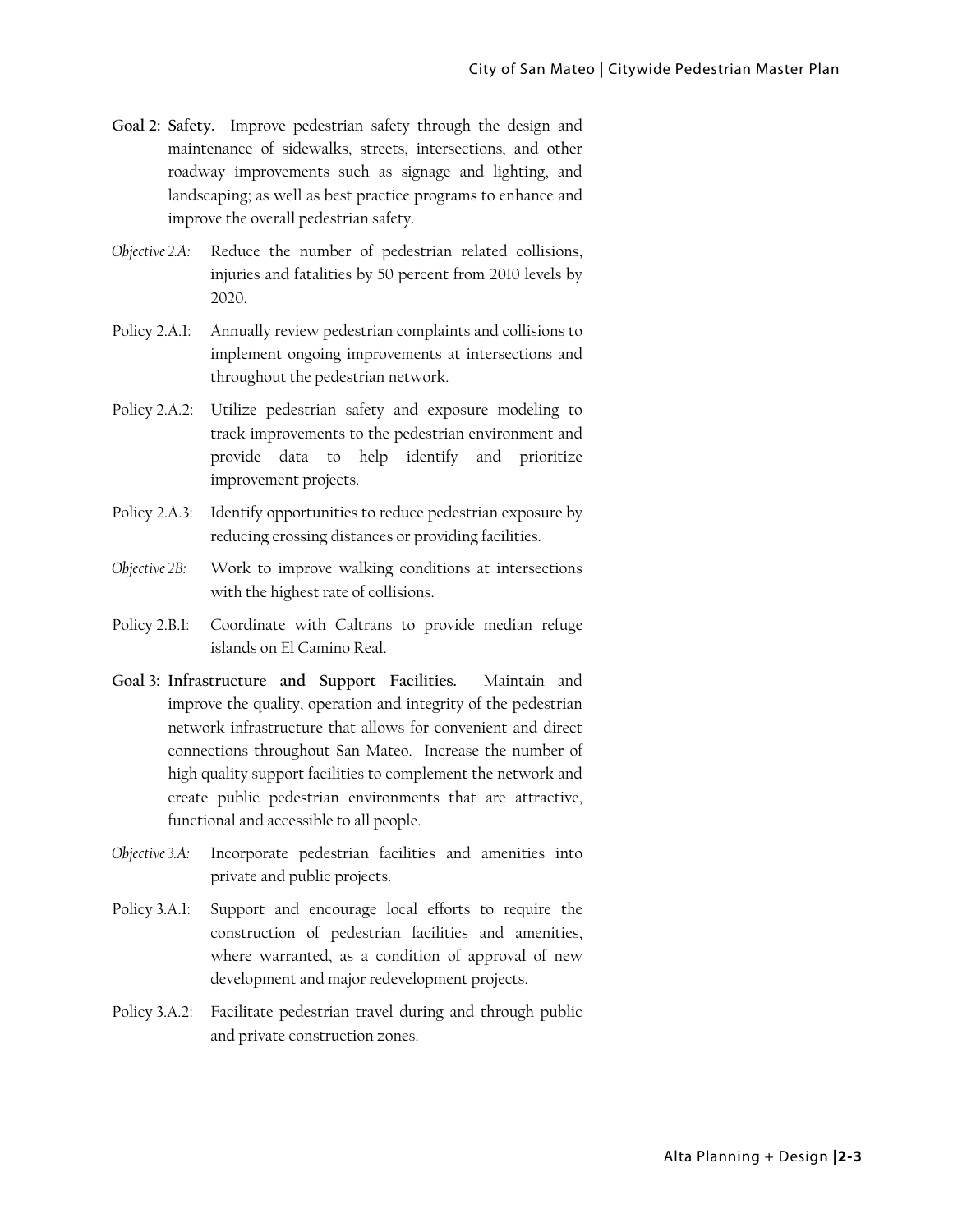**Goal 2: Safety.** Improve pedestrian safety through the design and maintenance of sidewalks, streets, intersections, and other roadway improvements such as signage and lighting, and landscaping; as well as best practice programs to enhance and improve the overall pedestrian safety.

*Objective 2.A:* Reduce the number of pedestrian related collisions, injuries and fatalities by 50 percent from 2010 levels by 2020.

Policy 2.A.1: Annually review pedestrian complaints and collisions to implement ongoing improvements at intersections and throughout the pedestrian network.

Policy 2.A.2: Utilize pedestrian safety and exposure modeling to track improvements to the pedestrian environment and provide data to help identify and prioritize improvement projects.

Policy 2.A.3: Identify opportunities to reduce pedestrian exposure by reducing crossing distances or providing facilities.

*Objective 2B:* Work to improve walking conditions at intersections with the highest rate of collisions.

Policy 2.B.1: Coordinate with Caltrans to provide median refuge islands on El Camino Real.

**Goal 3: Infrastructure and Support Facilities.** Maintain and improve the quality, operation and integrity of the pedestrian network infrastructure that allows for convenient and direct connections throughout San Mateo. Increase the number of high quality support facilities to complement the network and create public pedestrian environments that are attractive, functional and accessible to all people.

*Objective 3.A:* Incorporate pedestrian facilities and amenities into private and public projects.

Policy 3.A.1: Support and encourage local efforts to require the construction of pedestrian facilities and amenities, where warranted, as a condition of approval of new development and major redevelopment projects.

Policy 3.A.2: Facilitate pedestrian travel during and through public and private construction zones.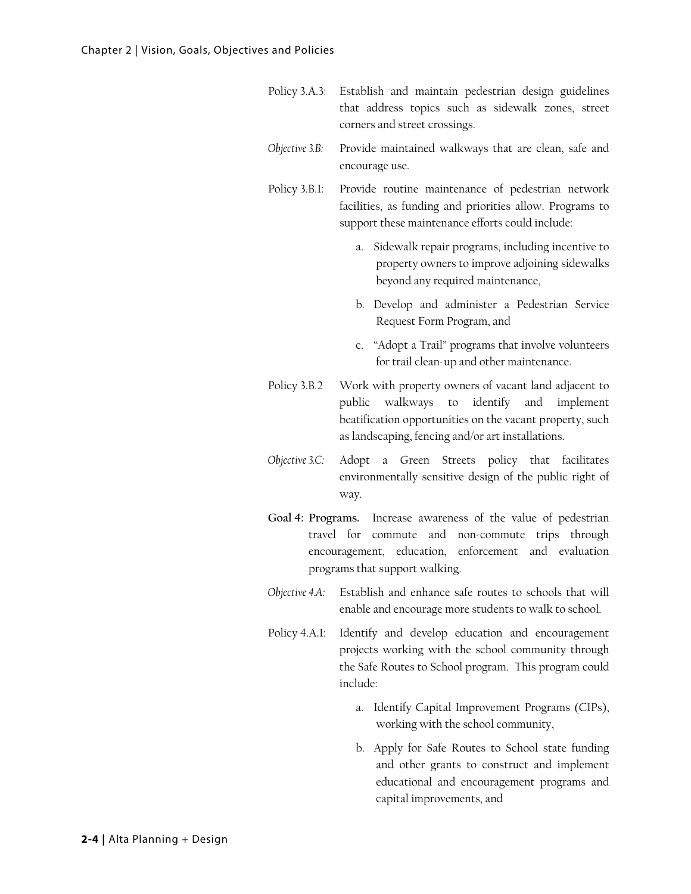Policy 3.A.3: Establish and maintain pedestrian design guidelines that address topics such as sidewalk zones, street corners and street crossings.

*Objective 3.B:* Provide maintained walkways that are clean, safe and encourage use.

Policy 3.B.1: Provide routine maintenance of pedestrian network facilities, as funding and priorities allow. Programs to support these maintenance efforts could include:

a. Sidewalk repair programs, including incentive to property owners to improve adjoining sidewalks beyond any required maintenance,

b. Develop and administer a Pedestrian Service Request Form Program, and

c. "Adopt a Trail" programs that involve volunteers for trail clean-up and other maintenance.

Policy 3.B.2 Work with property owners of vacant land adjacent to public walkways to identify and implement beatification opportunities on the vacant property, such as landscaping, fencing and/or art installations.

*Objective 3.C:* Adopt a Green Streets policy that facilitates environmentally sensitive design of the public right of way.

**Goal 4: Programs.** Increase awareness of the value of pedestrian travel for commute and non-commute trips through encouragement, education, enforcement and evaluation programs that support walking.

*Objective 4.A:* Establish and enhance safe routes to schools that will enable and encourage more students to walk to school.

Policy 4.A.1: Identify and develop education and encouragement projects working with the school community through the Safe Routes to School program. This program could include:

a. Identify Capital Improvement Programs (CIPs), working with the school community,

b. Apply for Safe Routes to School state funding and other grants to construct and implement educational and encouragement programs and capital improvements, and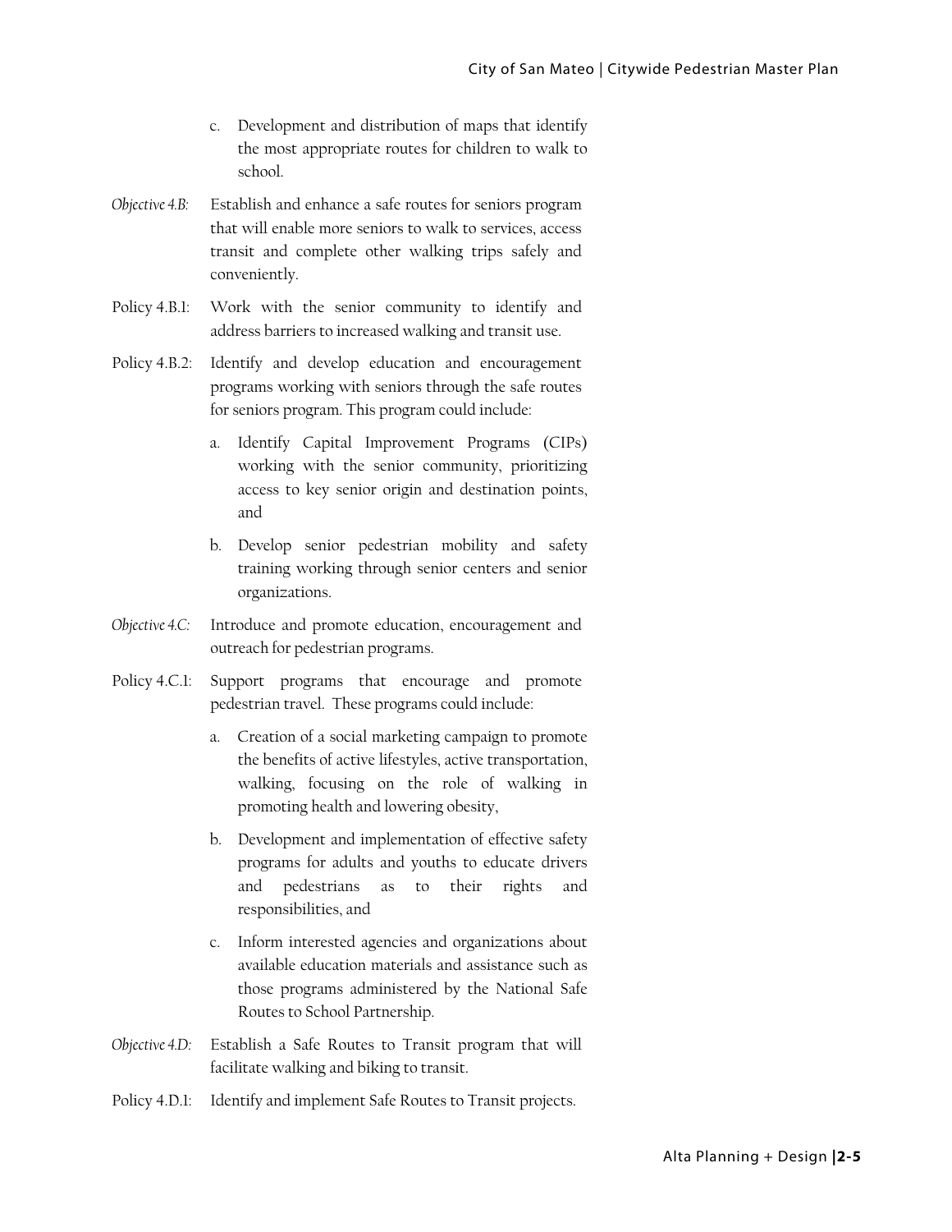c. Development and distribution of maps that identify the most appropriate routes for children to walk to school.

*Objective 4.B:* Establish and enhance a safe routes for seniors program that will enable more seniors to walk to services, access transit and complete other walking trips safely and conveniently.

Policy 4.B.1: Work with the senior community to identify and address barriers to increased walking and transit use.

Policy 4.B.2: Identify and develop education and encouragement programs working with seniors through the safe routes for seniors program. This program could include:

a. Identify Capital Improvement Programs (CIPs) working with the senior community, prioritizing access to key senior origin and destination points, and

b. Develop senior pedestrian mobility and safety training working through senior centers and senior organizations.

*Objective 4.C:* Introduce and promote education, encouragement and outreach for pedestrian programs.

Policy 4.C.1: Support programs that encourage and promote pedestrian travel. These programs could include:

a. Creation of a social marketing campaign to promote the benefits of active lifestyles, active transportation, walking, focusing on the role of walking in promoting health and lowering obesity,

b. Development and implementation of effective safety programs for adults and youths to educate drivers and pedestrians as to their rights and responsibilities, and

c. Inform interested agencies and organizations about available education materials and assistance such as those programs administered by the National Safe Routes to School Partnership.

*Objective 4.D:* Establish a Safe Routes to Transit program that will facilitate walking and biking to transit.

Policy 4.D.1: Identify and implement Safe Routes to Transit projects.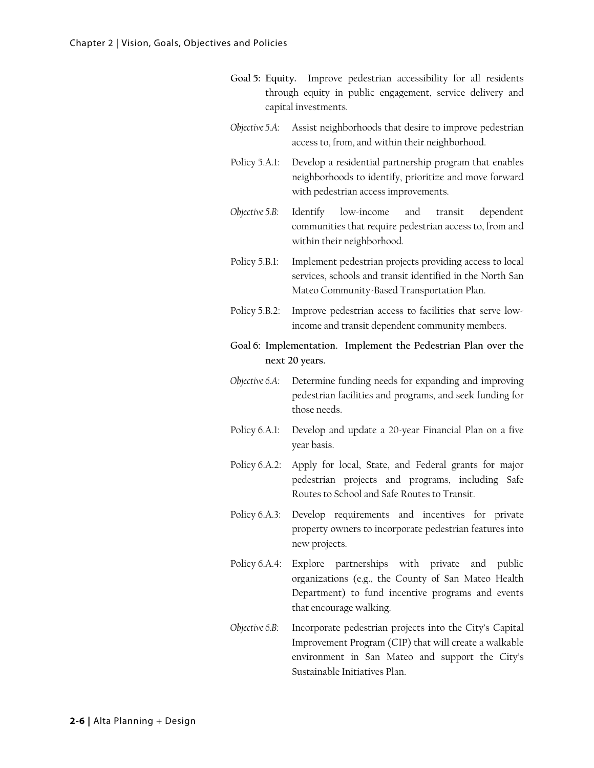**Goal 5: Equity.** Improve pedestrian accessibility for all residents through equity in public engagement, service delivery and capital investments.

*Objective 5.A:* Assist neighborhoods that desire to improve pedestrian access to, from, and within their neighborhood.

Policy 5.A.1: Develop a residential partnership program that enables neighborhoods to identify, prioritize and move forward with pedestrian access improvements.

*Objective 5.B:* Identify low-income and transit dependent communities that require pedestrian access to, from and within their neighborhood.

Policy 5.B.1: Implement pedestrian projects providing access to local services, schools and transit identified in the North San Mateo Community-Based Transportation Plan.

Policy 5.B.2: Improve pedestrian access to facilities that serve low-income and transit dependent community members.

**Goal 6: Implementation. Implement the Pedestrian Plan over the next 20 years.**

*Objective 6.A:* Determine funding needs for expanding and improving pedestrian facilities and programs, and seek funding for those needs.

Policy 6.A.1: Develop and update a 20-year Financial Plan on a five year basis.

Policy 6.A.2: Apply for local, State, and Federal grants for major pedestrian projects and programs, including Safe Routes to School and Safe Routes to Transit.

Policy 6.A.3: Develop requirements and incentives for private property owners to incorporate pedestrian features into new projects.

Policy 6.A.4: Explore partnerships with private and public organizations (e.g., the County of San Mateo Health Department) to fund incentive programs and events that encourage walking.

*Objective 6.B:* Incorporate pedestrian projects into the City's Capital Improvement Program (CIP) that will create a walkable environment in San Mateo and support the City's Sustainable Initiatives Plan.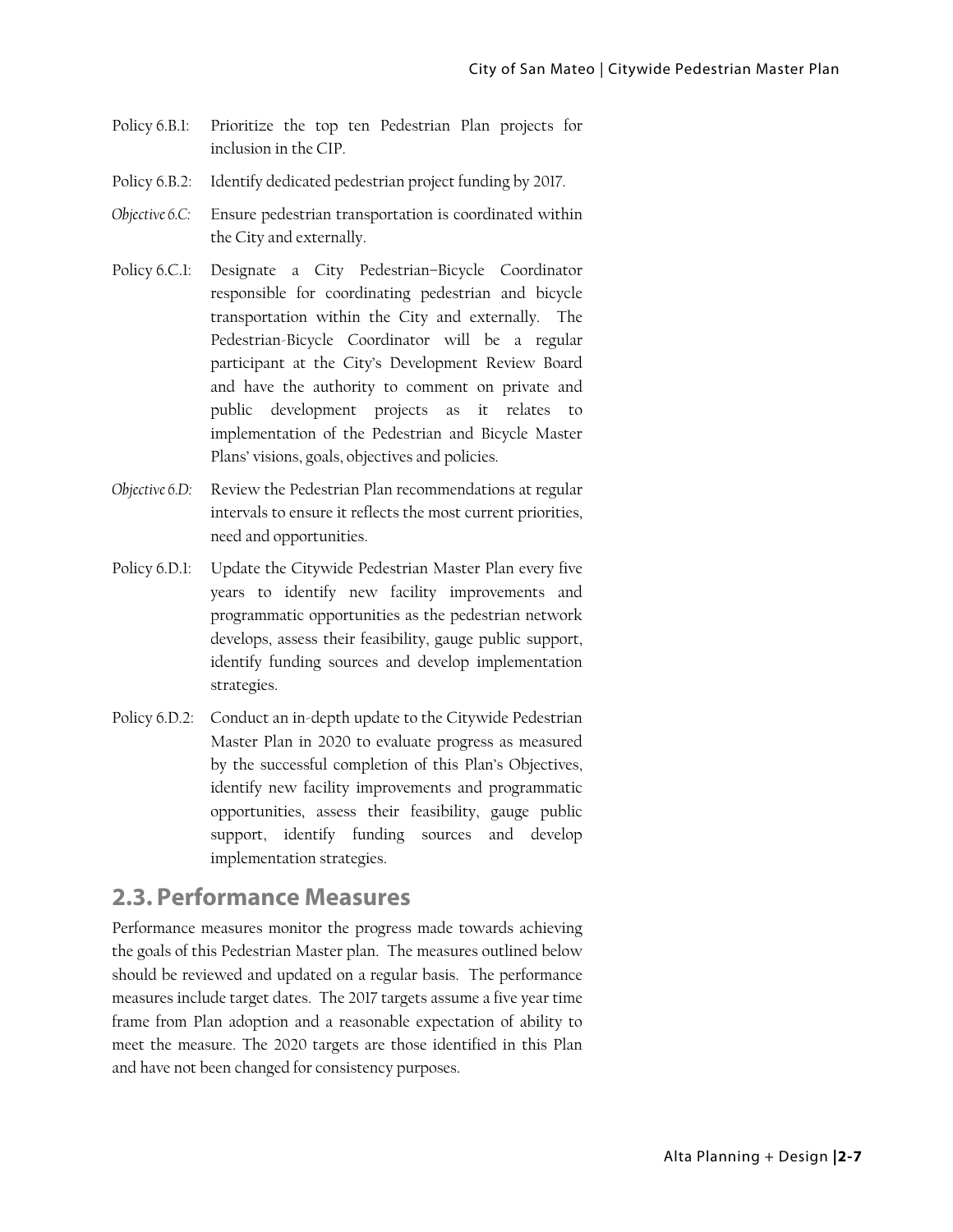Policy 6.B.1: Prioritize the top ten Pedestrian Plan projects for inclusion in the CIP.

Policy 6.B.2: Identify dedicated pedestrian project funding by 2017.

*Objective 6.C:* Ensure pedestrian transportation is coordinated within the City and externally.

Policy 6.C.1: Designate a City Pedestrian–Bicycle Coordinator responsible for coordinating pedestrian and bicycle transportation within the City and externally. The Pedestrian-Bicycle Coordinator will be a regular participant at the City's Development Review Board and have the authority to comment on private and public development projects as it relates to implementation of the Pedestrian and Bicycle Master Plans' visions, goals, objectives and policies.

*Objective 6.D:* Review the Pedestrian Plan recommendations at regular intervals to ensure it reflects the most current priorities, need and opportunities.

Policy 6.D.1: Update the Citywide Pedestrian Master Plan every five years to identify new facility improvements and programmatic opportunities as the pedestrian network develops, assess their feasibility, gauge public support, identify funding sources and develop implementation strategies.

Policy 6.D.2: Conduct an in-depth update to the Citywide Pedestrian Master Plan in 2020 to evaluate progress as measured by the successful completion of this Plan's Objectives, identify new facility improvements and programmatic opportunities, assess their feasibility, gauge public support, identify funding sources and develop implementation strategies.

## 2.3. Performance Measures

Performance measures monitor the progress made towards achieving the goals of this Pedestrian Master plan. The measures outlined below should be reviewed and updated on a regular basis. The performance measures include target dates. The 2017 targets assume a five year time frame from Plan adoption and a reasonable expectation of ability to meet the measure. The 2020 targets are those identified in this Plan and have not been changed for consistency purposes.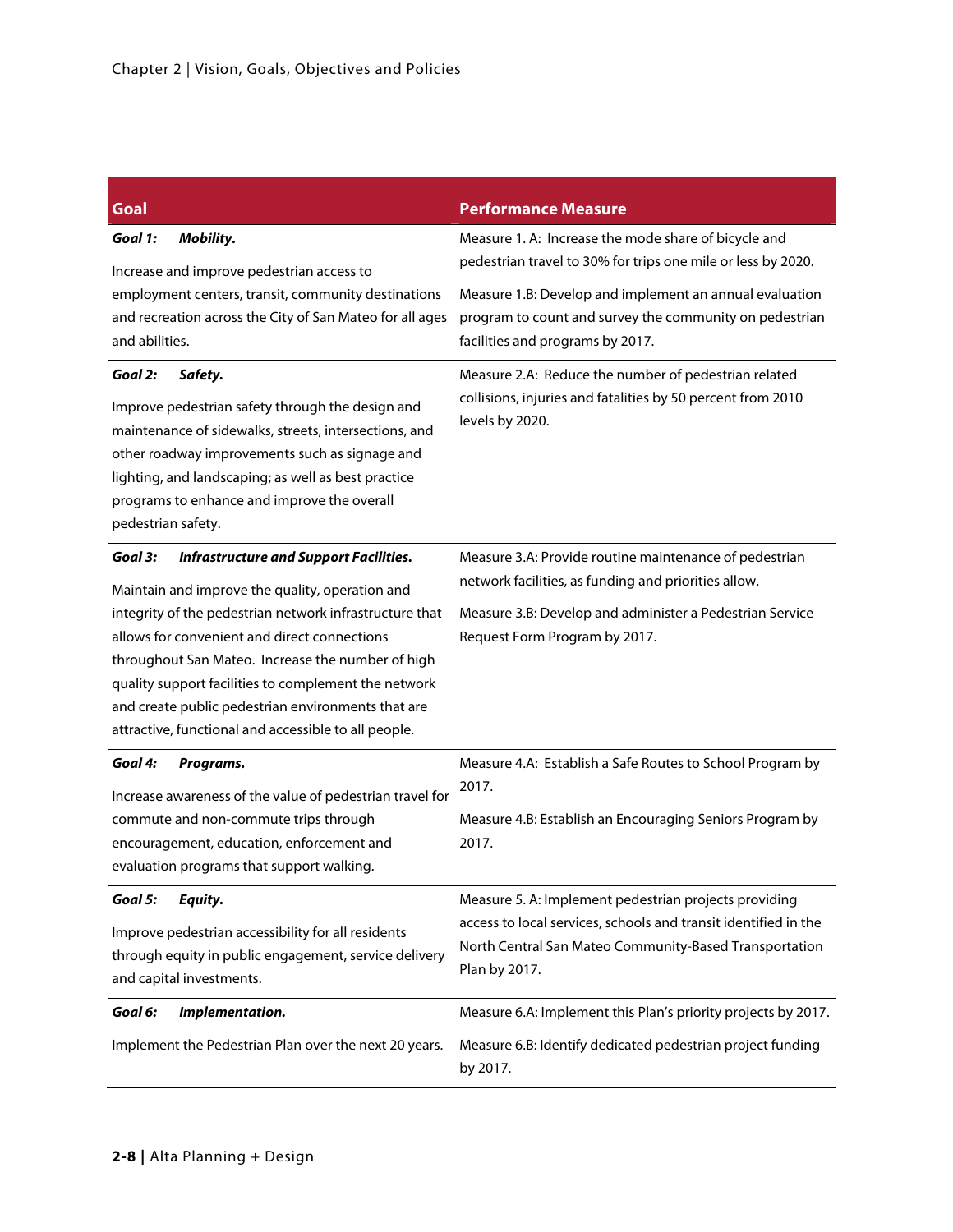| Goal | Performance Measure |
|---|---|
| ***Goal 1: Mobility.*** Increase and improve pedestrian access to employment centers, transit, community destinations and recreation across the City of San Mateo for all ages and abilities. | Measure 1. A: Increase the mode share of bicycle and pedestrian travel to 30% for trips one mile or less by 2020. Measure 1.B: Develop and implement an annual evaluation program to count and survey the community on pedestrian facilities and programs by 2017. |
| ***Goal 2: Safety.*** Improve pedestrian safety through the design and maintenance of sidewalks, streets, intersections, and other roadway improvements such as signage and lighting, and landscaping; as well as best practice programs to enhance and improve the overall pedestrian safety. | Measure 2.A: Reduce the number of pedestrian related collisions, injuries and fatalities by 50 percent from 2010 levels by 2020. |
| ***Goal 3: Infrastructure and Support Facilities.*** Maintain and improve the quality, operation and integrity of the pedestrian network infrastructure that allows for convenient and direct connections throughout San Mateo. Increase the number of high quality support facilities to complement the network and create public pedestrian environments that are attractive, functional and accessible to all people. | Measure 3.A: Provide routine maintenance of pedestrian network facilities, as funding and priorities allow. Measure 3.B: Develop and administer a Pedestrian Service Request Form Program by 2017. |
| ***Goal 4: Programs.*** Increase awareness of the value of pedestrian travel for commute and non-commute trips through encouragement, education, enforcement and evaluation programs that support walking. | Measure 4.A: Establish a Safe Routes to School Program by 2017. Measure 4.B: Establish an Encouraging Seniors Program by 2017. |
| ***Goal 5: Equity.*** Improve pedestrian accessibility for all residents through equity in public engagement, service delivery and capital investments. | Measure 5. A: Implement pedestrian projects providing access to local services, schools and transit identified in the North Central San Mateo Community-Based Transportation Plan by 2017. |
| ***Goal 6: Implementation.*** Implement the Pedestrian Plan over the next 20 years. | Measure 6.A: Implement this Plan's priority projects by 2017. Measure 6.B: Identify dedicated pedestrian project funding by 2017. |